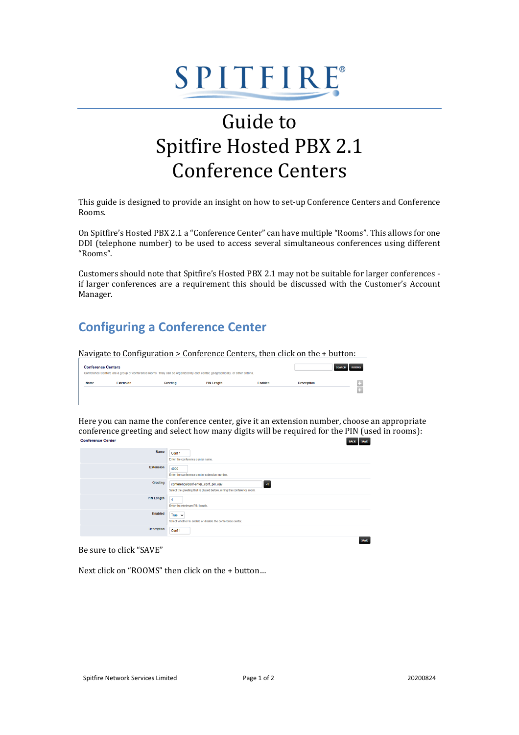# Guide to Spitfire Hosted PBX 2.1 Conference Centers

This guide is designed to provide an insight on how to set-up Conference Centers and Conference Rooms.

On Spitfire's Hosted PBX 2.1 a "Conference Center" can have multiple "Rooms". This allows for one DDI (telephone number) to be used to access several simultaneous conferences using different "Rooms".

Customers should note that Spitfire's Hosted PBX 2.1 may not be suitable for larger conferences - if larger conferences are a requirement this should be discussed with the Customer's Account Manager.

## Configuring a Conference Center

Navigate to Configuration > Conference Centers, then click on the + button:

Here you can name the conference center, give it an extension number, choose an appropriate conference greeting and select how many digits will be required for the PIN (used in rooms):

Be sure to click "SAVE"

Next click on "ROOMS" then click on the + button…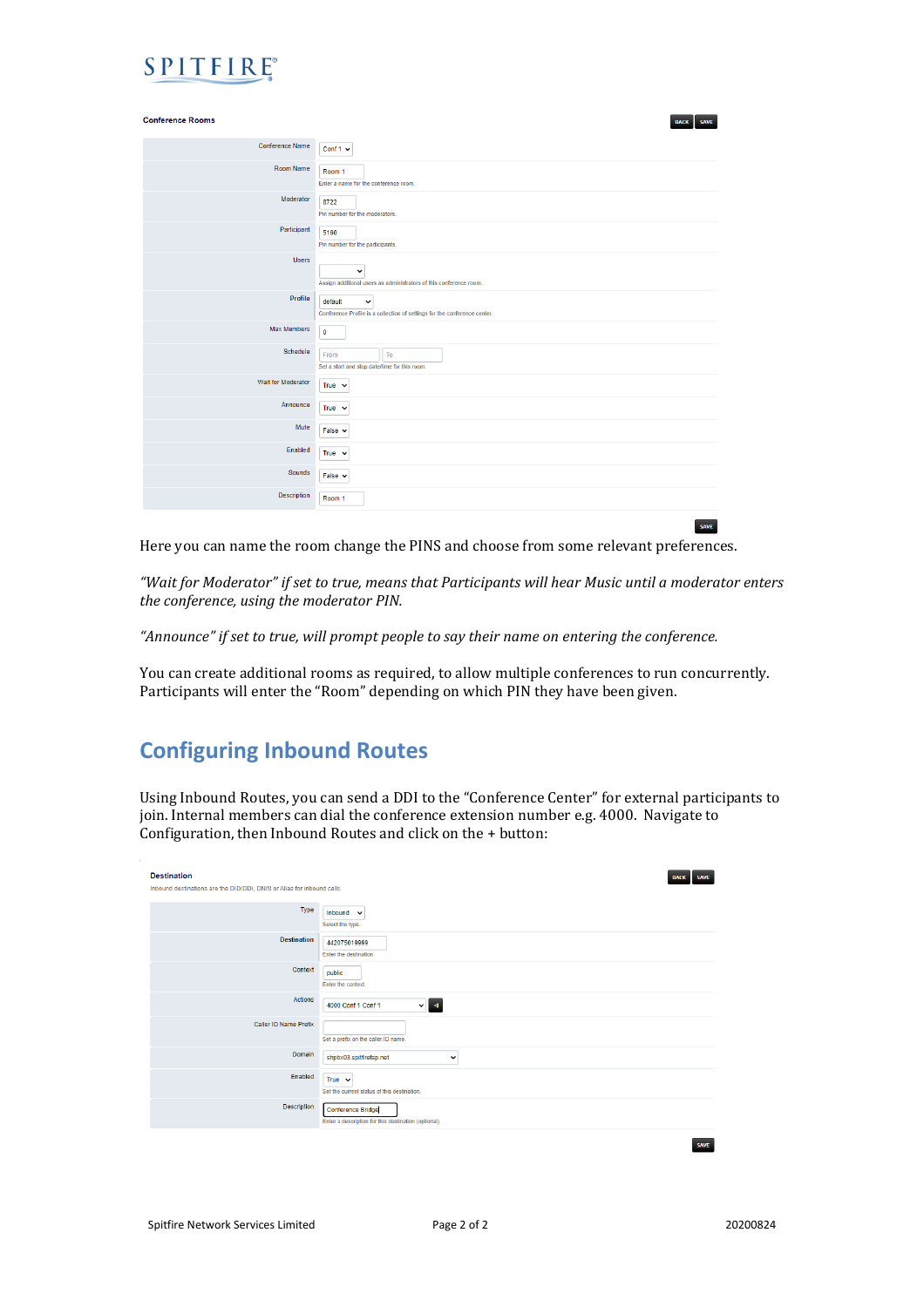Conference Rooms

BACK SAVE

| | |
|---|---|
| Conference Name | Conf 1 |
| Room Name | Room 1<br>Enter a name for the conference room. |
| Moderator | 8722<br>Pin number for the moderators. |
| Participant | 5180<br>Pin number for the participants. |
| Users | <br>Assign additional users as administrators of this conference room. |
| Profile | default<br>Conference Profile is a collection of settings for the conference center. |
| Max Members | 0 |
| Schedule | From To<br>Set a start and stop date/time for this room. |
| Wait for Moderator | True |
| Announce | True |
| Mute | False |
| Enabled | True |
| Sounds | False |
| Description | Room 1 |

SAVE

Here you can name the room change the PINS and choose from some relevant preferences.

*"Wait for Moderator" if set to true, means that Participants will hear Music until a moderator enters the conference, using the moderator PIN.*

*"Announce" if set to true, will prompt people to say their name on entering the conference.*

You can create additional rooms as required, to allow multiple conferences to run concurrently. Participants will enter the "Room" depending on which PIN they have been given.

## Configuring Inbound Routes

Using Inbound Routes, you can send a DDI to the "Conference Center" for external participants to join. Internal members can dial the conference extension number e.g. 4000. Navigate to Configuration, then Inbound Routes and click on the + button:

Destination

Inbound destinations are the DID/DDI, DNIS or Alias for inbound calls.

BACK SAVE

| | |
|---|---|
| Type | Inbound<br>Select the type. |
| Destination | 442075019999<br>Enter the destination. |
| Context | public<br>Enter the context. |
| Actions | 4000 Conf 1 Conf 1 |
| Caller ID Name Prefix | <br>Set a prefix on the caller ID name. |
| Domain | shpbx03.spitfiretsp.net |
| Enabled | True<br>Set the current status of this destination. |
| Description | Conference Bridge<br>Enter a description for this destination (optional). |

SAVE